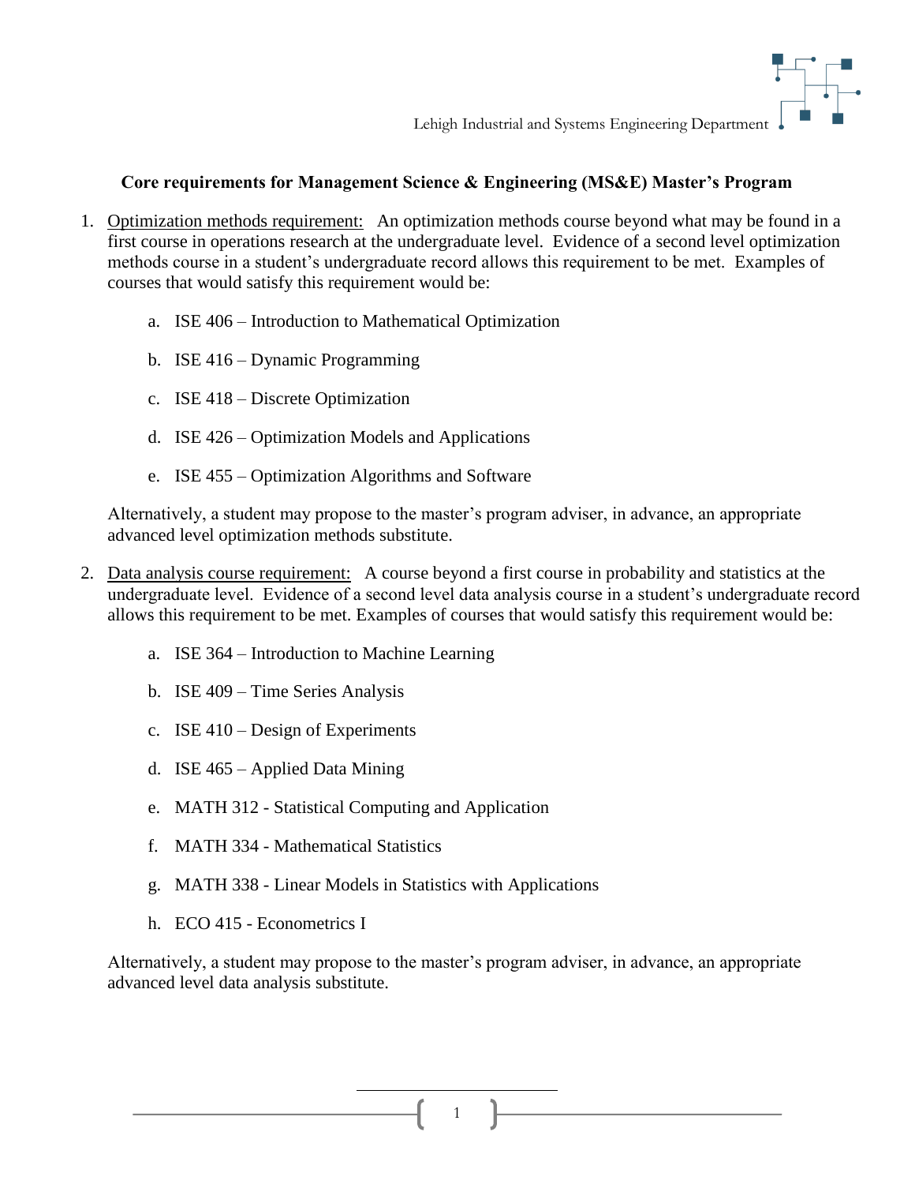Lehigh Industrial and Systems Engineering Department

**Core requirements for Management Science & Engineering (MS&E) Master's Program**

1. Optimization methods requirement: An optimization methods course beyond what may be found in a first course in operations research at the undergraduate level. Evidence of a second level optimization methods course in a student's undergraduate record allows this requirement to be met. Examples of courses that would satisfy this requirement would be:

    a. ISE 406 – Introduction to Mathematical Optimization

    b. ISE 416 – Dynamic Programming

    c. ISE 418 – Discrete Optimization

    d. ISE 426 – Optimization Models and Applications

    e. ISE 455 – Optimization Algorithms and Software

    Alternatively, a student may propose to the master's program adviser, in advance, an appropriate advanced level optimization methods substitute.

2. Data analysis course requirement: A course beyond a first course in probability and statistics at the undergraduate level. Evidence of a second level data analysis course in a student's undergraduate record allows this requirement to be met. Examples of courses that would satisfy this requirement would be:

    a. ISE 364 – Introduction to Machine Learning

    b. ISE 409 – Time Series Analysis

    c. ISE 410 – Design of Experiments

    d. ISE 465 – Applied Data Mining

    e. MATH 312 - Statistical Computing and Application

    f. MATH 334 - Mathematical Statistics

    g. MATH 338 - Linear Models in Statistics with Applications

    h. ECO 415 - Econometrics I

    Alternatively, a student may propose to the master's program adviser, in advance, an appropriate advanced level data analysis substitute.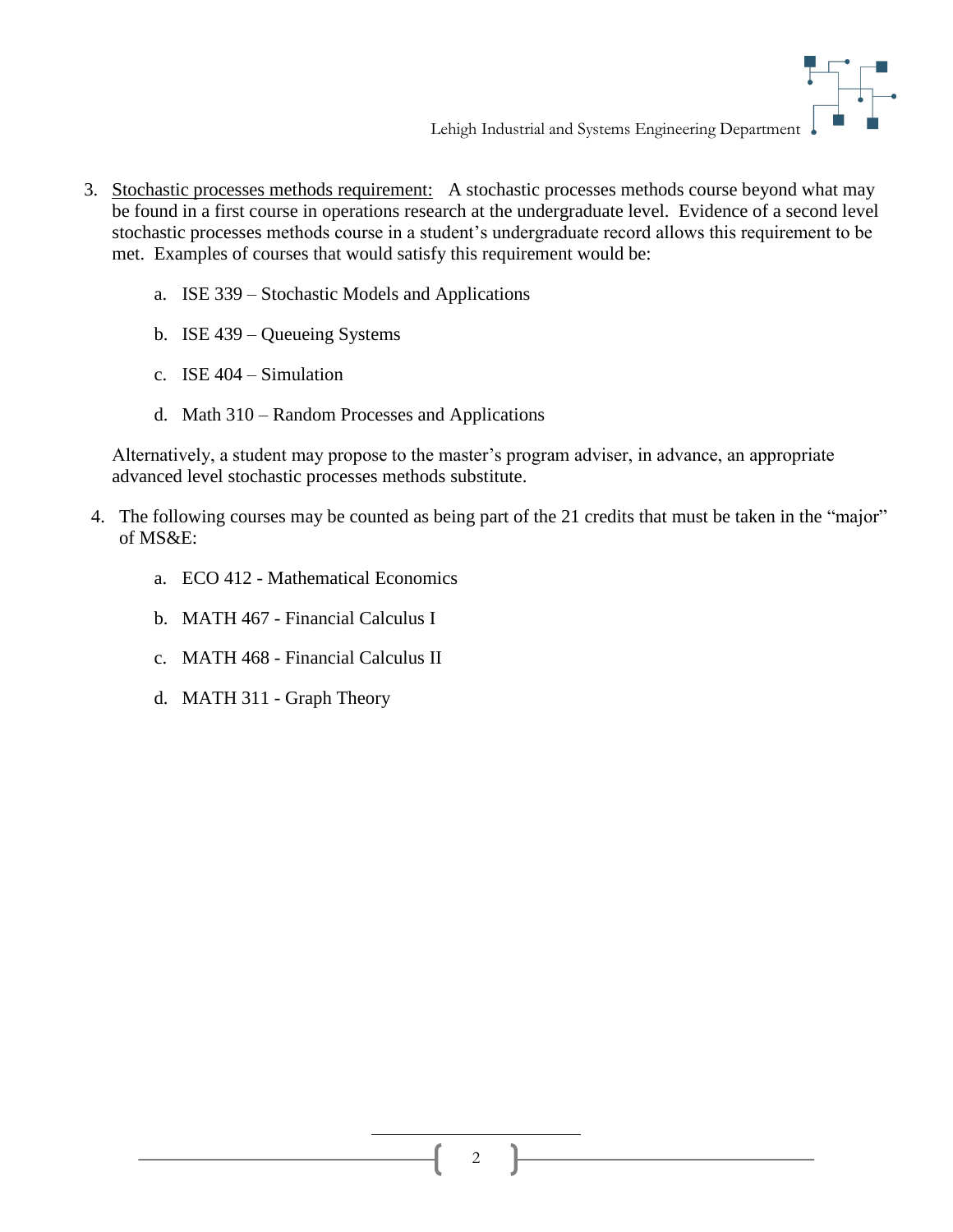3. <u>Stochastic processes methods requirement:</u> A stochastic processes methods course beyond what may be found in a first course in operations research at the undergraduate level. Evidence of a second level stochastic processes methods course in a student's undergraduate record allows this requirement to be met. Examples of courses that would satisfy this requirement would be:

    a. ISE 339 – Stochastic Models and Applications

    b. ISE 439 – Queueing Systems

    c. ISE 404 – Simulation

    d. Math 310 – Random Processes and Applications

    Alternatively, a student may propose to the master's program adviser, in advance, an appropriate advanced level stochastic processes methods substitute.

4. The following courses may be counted as being part of the 21 credits that must be taken in the "major" of MS&E:

    a. ECO 412 - Mathematical Economics

    b. MATH 467 - Financial Calculus I

    c. MATH 468 - Financial Calculus II

    d. MATH 311 - Graph Theory